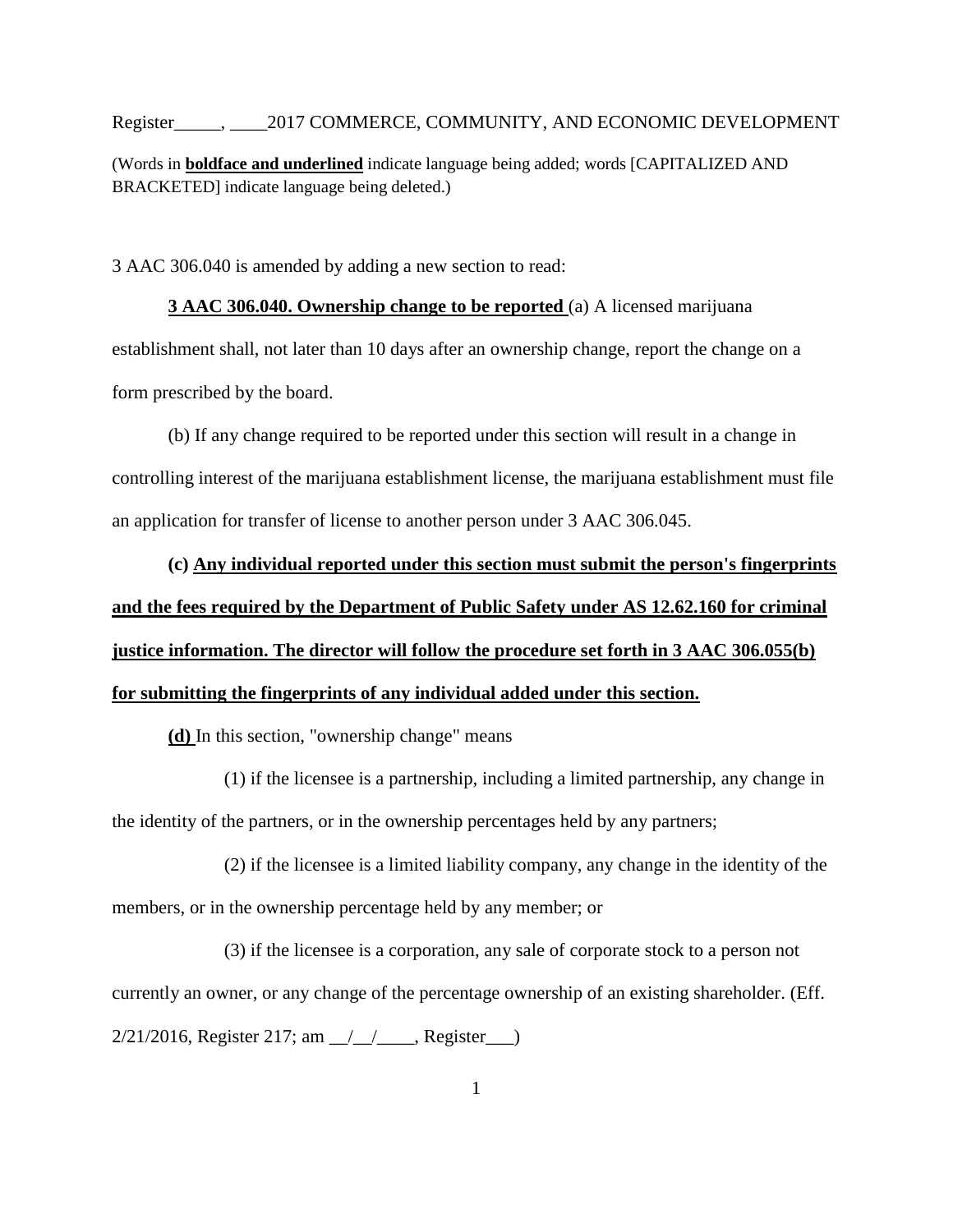Register_____, ____2017 COMMERCE, COMMUNITY, AND ECONOMIC DEVELOPMENT

(Words in **<u>boldface and underlined</u>** indicate language being added; words [CAPITALIZED AND BRACKETED] indicate language being deleted.)

3 AAC 306.040 is amended by adding a new section to read:

**<u>3 AAC 306.040. Ownership change to be reported</u>** (a) A licensed marijuana establishment shall, not later than 10 days after an ownership change, report the change on a form prescribed by the board.

(b) If any change required to be reported under this section will result in a change in controlling interest of the marijuana establishment license, the marijuana establishment must file an application for transfer of license to another person under 3 AAC 306.045.

**(c) <u>Any individual reported under this section must submit the person's fingerprints and the fees required by the Department of Public Safety under AS 12.62.160 for criminal justice information. The director will follow the procedure set forth in 3 AAC 306.055(b) for submitting the fingerprints of any individual added under this section.</u>**

**<u>(d)</u>** In this section, "ownership change" means

(1) if the licensee is a partnership, including a limited partnership, any change in the identity of the partners, or in the ownership percentages held by any partners;

(2) if the licensee is a limited liability company, any change in the identity of the members, or in the ownership percentage held by any member; or

(3) if the licensee is a corporation, any sale of corporate stock to a person not currently an owner, or any change of the percentage ownership of an existing shareholder. (Eff. 2/21/2016, Register 217; am __/__/____, Register___)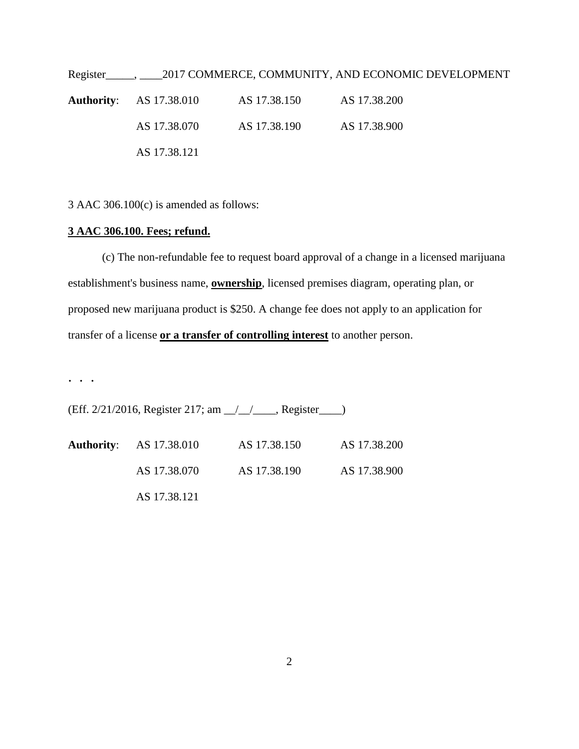Register_____, ____2017 COMMERCE, COMMUNITY, AND ECONOMIC DEVELOPMENT

**Authority**: AS 17.38.010 AS 17.38.150 AS 17.38.200

AS 17.38.070 AS 17.38.190 AS 17.38.900

AS 17.38.121

3 AAC 306.100(c) is amended as follows:

**3 AAC 306.100. Fees; refund.**

(c) The non-refundable fee to request board approval of a change in a licensed marijuana establishment's business name, **ownership**, licensed premises diagram, operating plan, or proposed new marijuana product is $250. A change fee does not apply to an application for transfer of a license **or a transfer of controlling interest** to another person.

. . .

(Eff. 2/21/2016, Register 217; am __/__/____, Register____)

**Authority**: AS 17.38.010 AS 17.38.150 AS 17.38.200

AS 17.38.070 AS 17.38.190 AS 17.38.900

AS 17.38.121